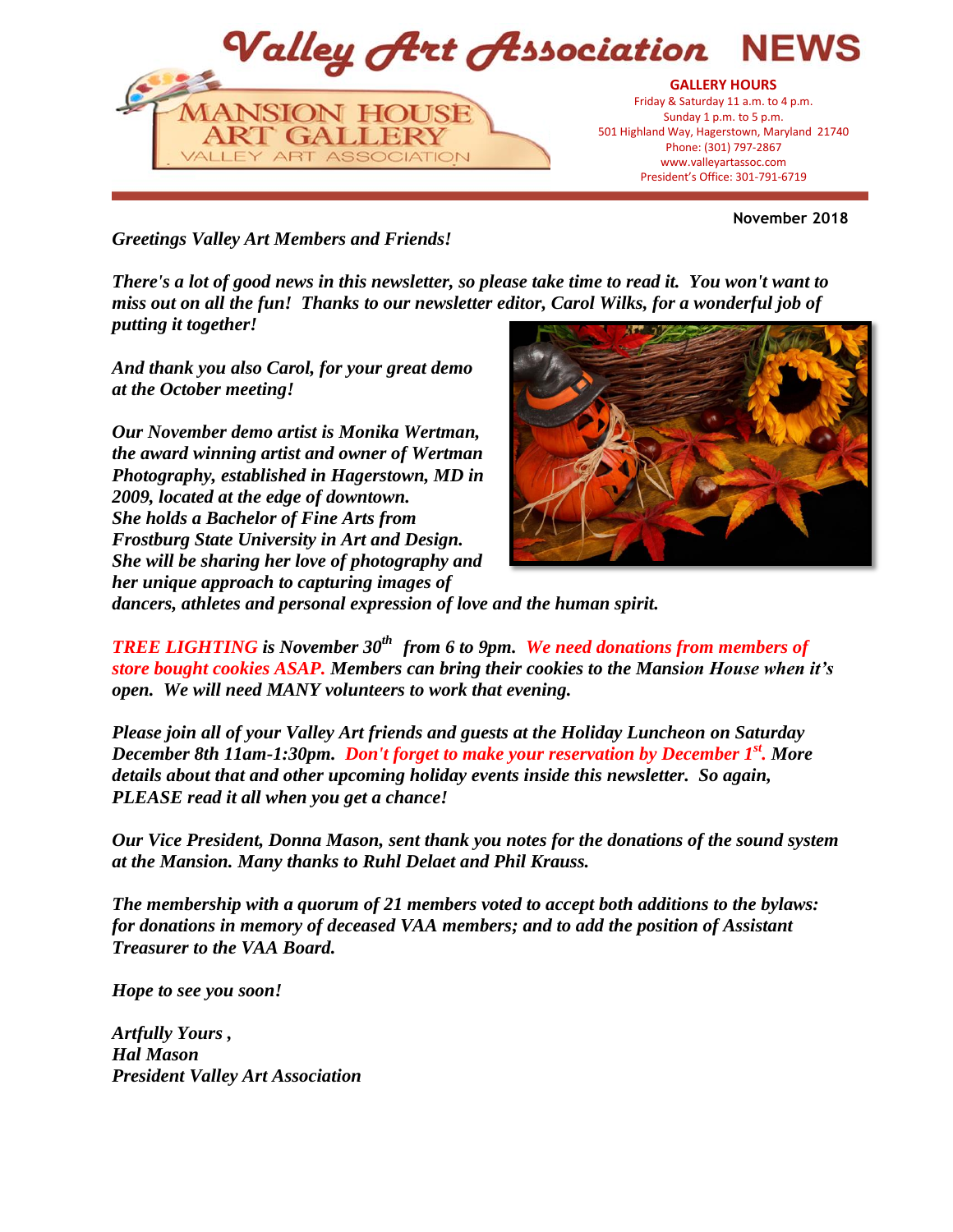# Valley Art Association NEWS

MANSION HOUSE ART GALLERY
VALLEY ART ASSOCIATION

**GALLERY HOURS**
Friday & Saturday 11 a.m. to 4 p.m.
Sunday 1 p.m. to 5 p.m.
501 Highland Way, Hagerstown, Maryland 21740
Phone: (301) 797-2867
www.valleyartassoc.com
President's Office: 301-791-6719

**November 2018**

***Greetings Valley Art Members and Friends!***

***There's a lot of good news in this newsletter, so please take time to read it. You won't want to miss out on all the fun! Thanks to our newsletter editor, Carol Wilks, for a wonderful job of putting it together!***

***And thank you also Carol, for your great demo at the October meeting!***

***Our November demo artist is Monika Wertman, the award winning artist and owner of Wertman Photography, established in Hagerstown, MD in 2009, located at the edge of downtown. She holds a Bachelor of Fine Arts from Frostburg State University in Art and Design. She will be sharing her love of photography and her unique approach to capturing images of dancers, athletes and personal expression of love and the human spirit.***

***TREE LIGHTING is November 30th from 6 to 9pm. We need donations from members of store bought cookies ASAP. Members can bring their cookies to the Mansion House when it's open. We will need MANY volunteers to work that evening.***

***Please join all of your Valley Art friends and guests at the Holiday Luncheon on Saturday December 8th 11am-1:30pm. Don't forget to make your reservation by December 1st. More details about that and other upcoming holiday events inside this newsletter. So again, PLEASE read it all when you get a chance!***

***Our Vice President, Donna Mason, sent thank you notes for the donations of the sound system at the Mansion. Many thanks to Ruhl Delaet and Phil Krauss.***

***The membership with a quorum of 21 members voted to accept both additions to the bylaws: for donations in memory of deceased VAA members; and to add the position of Assistant Treasurer to the VAA Board.***

***Hope to see you soon!***

***Artfully Yours ,***
***Hal Mason***
***President Valley Art Association***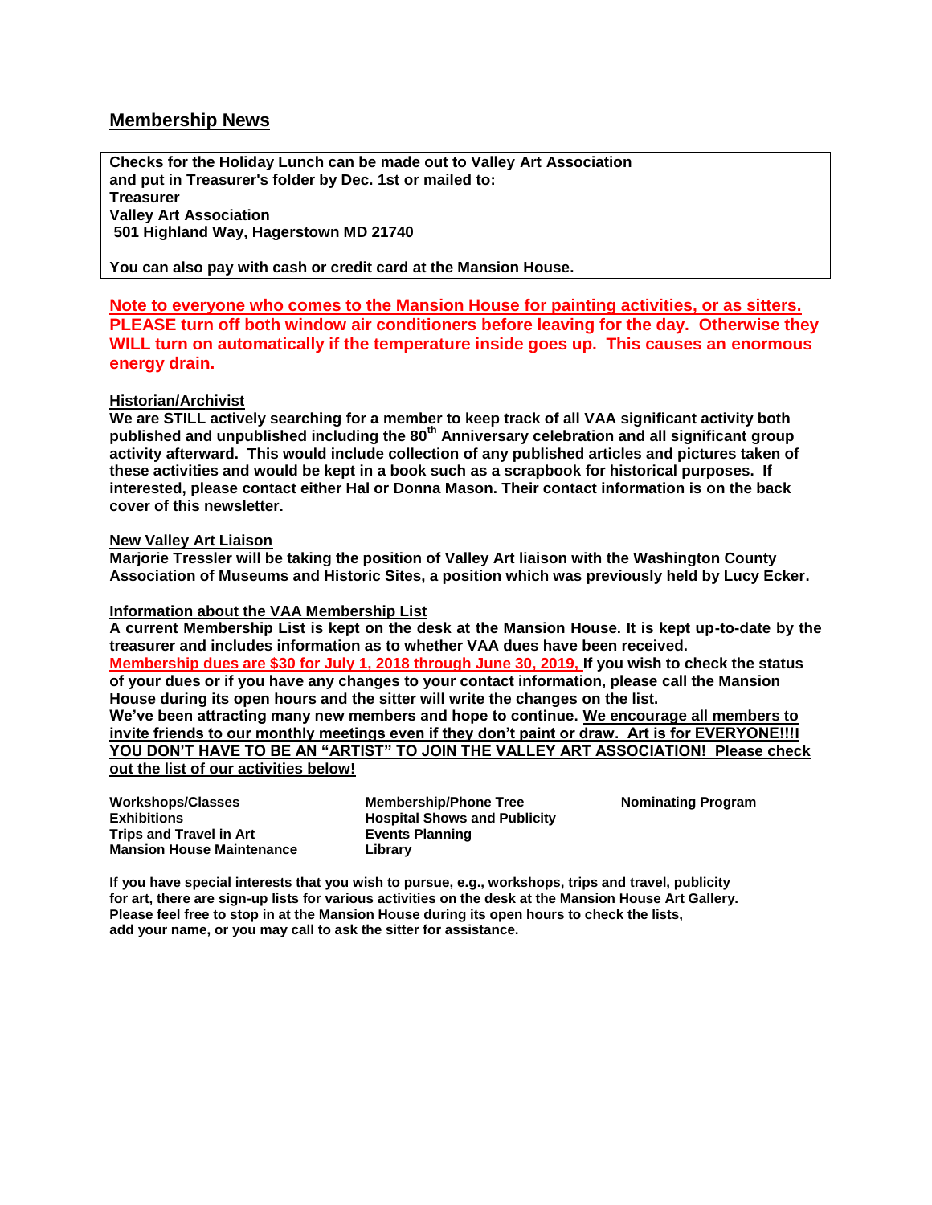## Membership News

**Checks for the Holiday Lunch can be made out to Valley Art Association and put in Treasurer's folder by Dec. 1st or mailed to:**
**Treasurer**
**Valley Art Association**
**501 Highland Way, Hagerstown MD 21740**

**You can also pay with cash or credit card at the Mansion House.**

**Note to everyone who comes to the Mansion House for painting activities, or as sitters. PLEASE turn off both window air conditioners before leaving for the day. Otherwise they WILL turn on automatically if the temperature inside goes up. This causes an enormous energy drain.**

### Historian/Archivist

**We are STILL actively searching for a member to keep track of all VAA significant activity both published and unpublished including the 80th Anniversary celebration and all significant group activity afterward. This would include collection of any published articles and pictures taken of these activities and would be kept in a book such as a scrapbook for historical purposes. If interested, please contact either Hal or Donna Mason. Their contact information is on the back cover of this newsletter.**

### New Valley Art Liaison

**Marjorie Tressler will be taking the position of Valley Art liaison with the Washington County Association of Museums and Historic Sites, a position which was previously held by Lucy Ecker.**

### Information about the VAA Membership List

**A current Membership List is kept on the desk at the Mansion House. It is kept up-to-date by the treasurer and includes information as to whether VAA dues have been received.**
**Membership dues are $30 for July 1, 2018 through June 30, 2019, If you wish to check the status of your dues or if you have any changes to your contact information, please call the Mansion House during its open hours and the sitter will write the changes on the list.**
**We've been attracting many new members and hope to continue. We encourage all members to invite friends to our monthly meetings even if they don't paint or draw. Art is for EVERYONE!!!I YOU DON'T HAVE TO BE AN "ARTIST" TO JOIN THE VALLEY ART ASSOCIATION! Please check out the list of our activities below!**

**Workshops/Classes**
**Exhibitions**
**Trips and Travel in Art**
**Mansion House Maintenance**
**Membership/Phone Tree**
**Hospital Shows and Publicity**
**Events Planning**
**Library**
**Nominating Program**

**If you have special interests that you wish to pursue, e.g., workshops, trips and travel, publicity for art, there are sign-up lists for various activities on the desk at the Mansion House Art Gallery. Please feel free to stop in at the Mansion House during its open hours to check the lists, add your name, or you may call to ask the sitter for assistance.**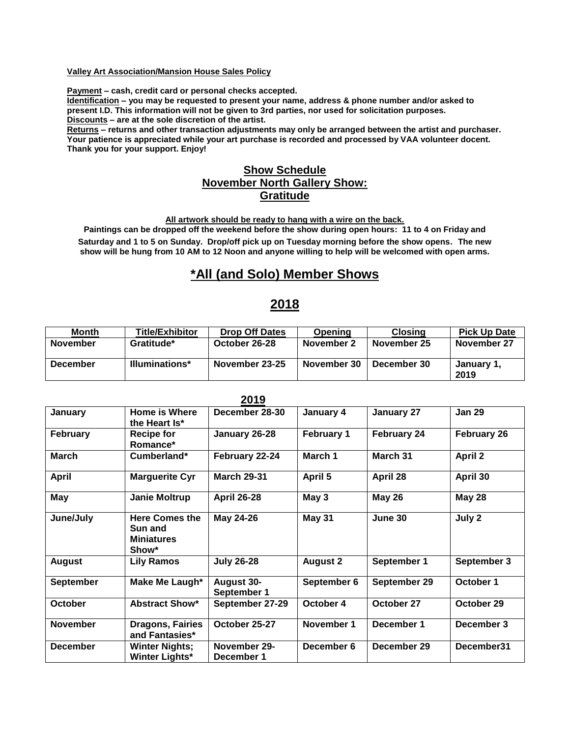**Valley Art Association/Mansion House Sales Policy**

**Payment – cash, credit card or personal checks accepted.**
**Identification – you may be requested to present your name, address & phone number and/or asked to present I.D. This information will not be given to 3rd parties, nor used for solicitation purposes.**
**Discounts – are at the sole discretion of the artist.**
**Returns – returns and other transaction adjustments may only be arranged between the artist and purchaser. Your patience is appreciated while your art purchase is recorded and processed by VAA volunteer docent. Thank you for your support. Enjoy!**

## Show Schedule
## November North Gallery Show:
## Gratitude

**All artwork should be ready to hang with a wire on the back.**
**Paintings can be dropped off the weekend before the show during open hours: 11 to 4 on Friday and Saturday and 1 to 5 on Sunday. Drop/off pick up on Tuesday morning before the show opens. The new show will be hung from 10 AM to 12 Noon and anyone willing to help will be welcomed with open arms.**

# *All (and Solo) Member Shows

# 2018

| Month | Title/Exhibitor | Drop Off Dates | Opening | Closing | Pick Up Date |
|---|---|---|---|---|---|
| November | Gratitude* | October 26-28 | November 2 | November 25 | November 27 |
| December | Illuminations* | November 23-25 | November 30 | December 30 | January 1, 2019 |

## 2019

| Month | Title/Exhibitor | Drop Off Dates | Opening | Closing | Pick Up Date |
|---|---|---|---|---|---|
| January | Home is Where the Heart Is* | December 28-30 | January 4 | January 27 | Jan 29 |
| February | Recipe for Romance* | January 26-28 | February 1 | February 24 | February 26 |
| March | Cumberland* | February 22-24 | March 1 | March 31 | April 2 |
| April | Marguerite Cyr | March 29-31 | April 5 | April 28 | April 30 |
| May | Janie Moltrup | April 26-28 | May 3 | May 26 | May 28 |
| June/July | Here Comes the Sun and Miniatures Show* | May 24-26 | May 31 | June 30 | July 2 |
| August | Lily Ramos | July 26-28 | August 2 | September 1 | September 3 |
| September | Make Me Laugh* | August 30-September 1 | September 6 | September 29 | October 1 |
| October | Abstract Show* | September 27-29 | October 4 | October 27 | October 29 |
| November | Dragons, Fairies and Fantasies* | October 25-27 | November 1 | December 1 | December 3 |
| December | Winter Nights; Winter Lights* | November 29-December 1 | December 6 | December 29 | December31 |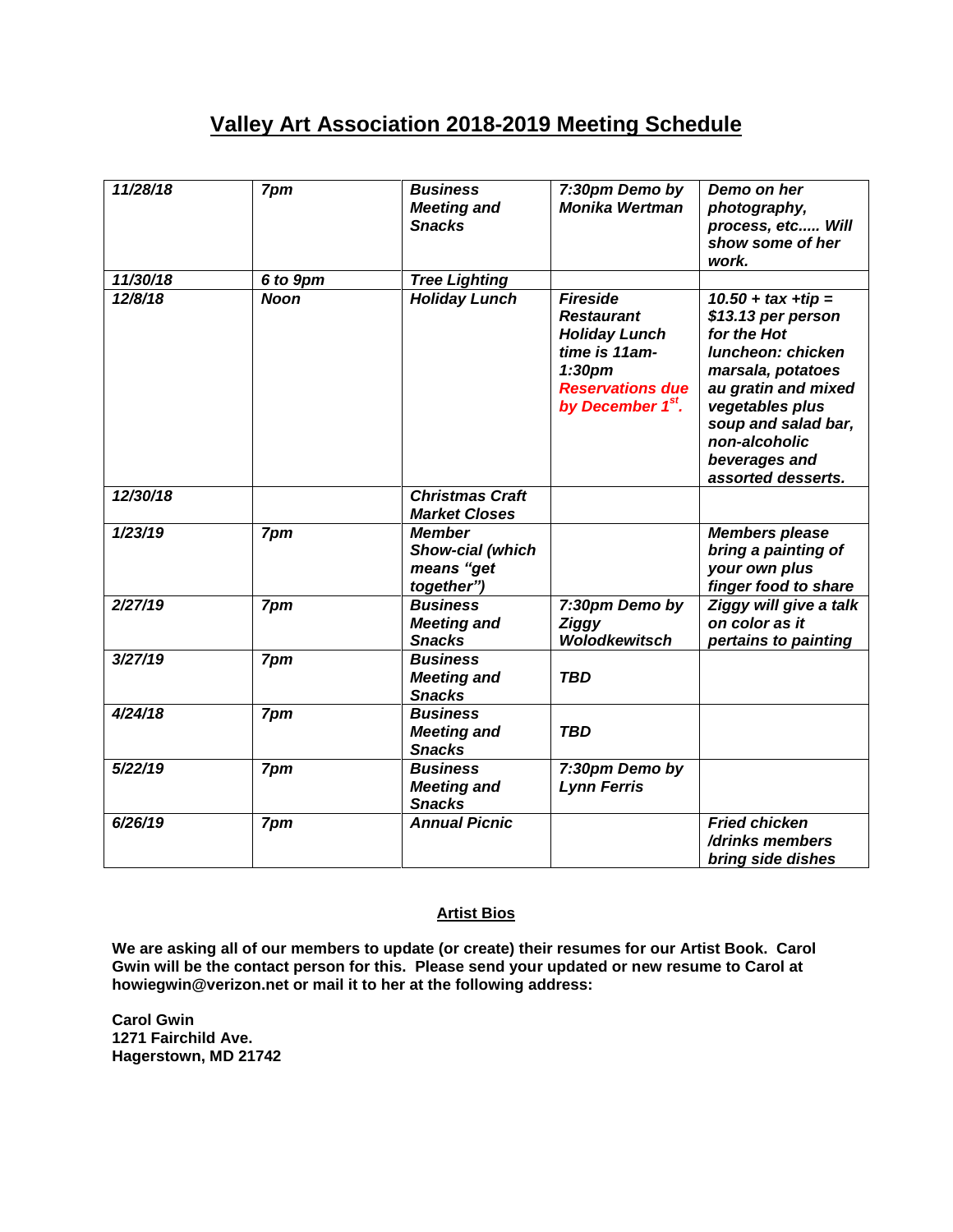# Valley Art Association 2018-2019 Meeting Schedule

| | | | | |
|---|---|---|---|---|
| *11/28/18* | *7pm* | *Business Meeting and Snacks* | *7:30pm Demo by Monika Wertman* | *Demo on her photography, process, etc..... Will show some of her work.* |
| *11/30/18* | *6 to 9pm* | *Tree Lighting* | | |
| *12/8/18* | *Noon* | *Holiday Lunch* | *Fireside Restaurant Holiday Lunch time is 11am-1:30pm Reservations due by December 1st.* | *10.50 + tax +tip = $13.13 per person for the Hot luncheon: chicken marsala, potatoes au gratin and mixed vegetables plus soup and salad bar, non-alcoholic beverages and assorted desserts.* |
| *12/30/18* | | *Christmas Craft Market Closes* | | |
| *1/23/19* | *7pm* | *Member Show-cial (which means "get together")* | | *Members please bring a painting of your own plus finger food to share* |
| *2/27/19* | *7pm* | *Business Meeting and Snacks* | *7:30pm Demo by Ziggy Wolodkewitsch* | *Ziggy will give a talk on color as it pertains to painting* |
| *3/27/19* | *7pm* | *Business Meeting and Snacks* | *TBD* | |
| *4/24/18* | *7pm* | *Business Meeting and Snacks* | *TBD* | |
| *5/22/19* | *7pm* | *Business Meeting and Snacks* | *7:30pm Demo by Lynn Ferris* | |
| *6/26/19* | *7pm* | *Annual Picnic* | | *Fried chicken /drinks members bring side dishes* |

## Artist Bios

**We are asking all of our members to update (or create) their resumes for our Artist Book. Carol Gwin will be the contact person for this. Please send your updated or new resume to Carol at howiegwin@verizon.net or mail it to her at the following address:**

**Carol Gwin**
**1271 Fairchild Ave.**
**Hagerstown, MD 21742**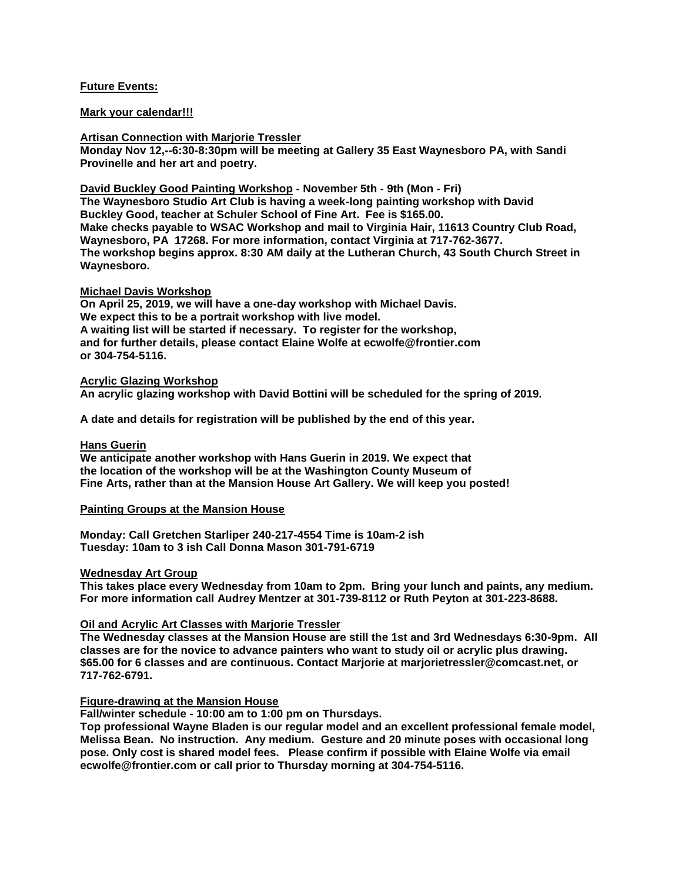**Future Events:**

**Mark your calendar!!!**

**Artisan Connection with Marjorie Tressler**
**Monday Nov 12,--6:30-8:30pm will be meeting at Gallery 35 East Waynesboro PA, with Sandi Provinelle and her art and poetry.**

**David Buckley Good Painting Workshop - November 5th - 9th (Mon - Fri)**
**The Waynesboro Studio Art Club is having a week-long painting workshop with David Buckley Good, teacher at Schuler School of Fine Art. Fee is $165.00.**
**Make checks payable to WSAC Workshop and mail to Virginia Hair, 11613 Country Club Road, Waynesboro, PA 17268. For more information, contact Virginia at 717-762-3677.**
**The workshop begins approx. 8:30 AM daily at the Lutheran Church, 43 South Church Street in Waynesboro.**

**Michael Davis Workshop**
**On April 25, 2019, we will have a one-day workshop with Michael Davis.**
**We expect this to be a portrait workshop with live model.**
**A waiting list will be started if necessary. To register for the workshop, and for further details, please contact Elaine Wolfe at ecwolfe@frontier.com or 304-754-5116.**

**Acrylic Glazing Workshop**
**An acrylic glazing workshop with David Bottini will be scheduled for the spring of 2019.**

**A date and details for registration will be published by the end of this year.**

**Hans Guerin**
**We anticipate another workshop with Hans Guerin in 2019. We expect that the location of the workshop will be at the Washington County Museum of Fine Arts, rather than at the Mansion House Art Gallery. We will keep you posted!**

**Painting Groups at the Mansion House**

**Monday: Call Gretchen Starliper 240-217-4554 Time is 10am-2 ish**
**Tuesday: 10am to 3 ish Call Donna Mason 301-791-6719**

**Wednesday Art Group**
**This takes place every Wednesday from 10am to 2pm. Bring your lunch and paints, any medium. For more information call Audrey Mentzer at 301-739-8112 or Ruth Peyton at 301-223-8688.**

**Oil and Acrylic Art Classes with Marjorie Tressler**
**The Wednesday classes at the Mansion House are still the 1st and 3rd Wednesdays 6:30-9pm. All classes are for the novice to advance painters who want to study oil or acrylic plus drawing. $65.00 for 6 classes and are continuous. Contact Marjorie at marjorietressler@comcast.net, or 717-762-6791.**

**Figure-drawing at the Mansion House**
**Fall/winter schedule - 10:00 am to 1:00 pm on Thursdays.**
**Top professional Wayne Bladen is our regular model and an excellent professional female model, Melissa Bean. No instruction. Any medium. Gesture and 20 minute poses with occasional long pose. Only cost is shared model fees. Please confirm if possible with Elaine Wolfe via email ecwolfe@frontier.com or call prior to Thursday morning at 304-754-5116.**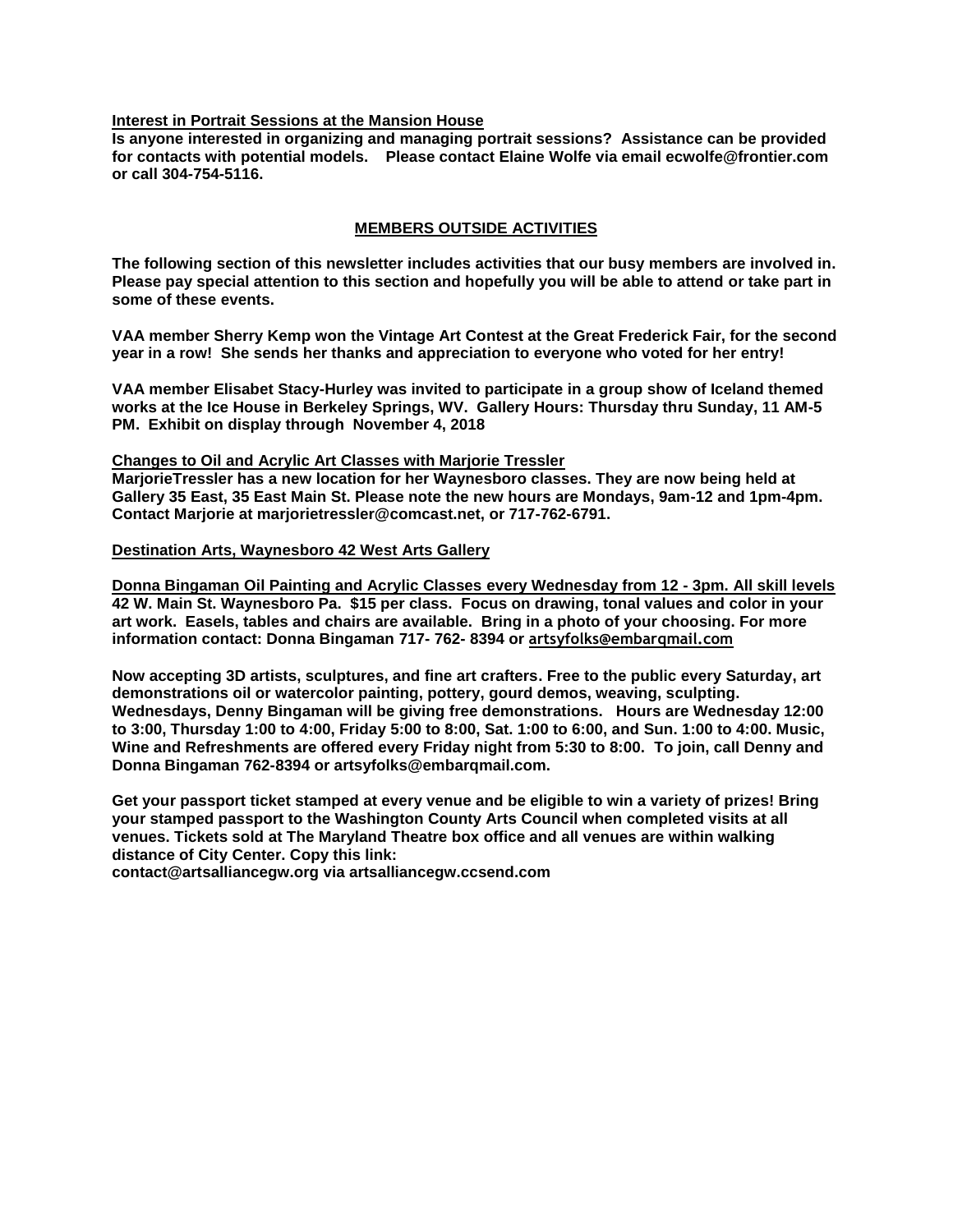**Interest in Portrait Sessions at the Mansion House**

**Is anyone interested in organizing and managing portrait sessions? Assistance can be provided for contacts with potential models. Please contact Elaine Wolfe via email ecwolfe@frontier.com or call 304-754-5116.**

## MEMBERS OUTSIDE ACTIVITIES

**The following section of this newsletter includes activities that our busy members are involved in. Please pay special attention to this section and hopefully you will be able to attend or take part in some of these events.**

**VAA member Sherry Kemp won the Vintage Art Contest at the Great Frederick Fair, for the second year in a row! She sends her thanks and appreciation to everyone who voted for her entry!**

**VAA member Elisabet Stacy-Hurley was invited to participate in a group show of Iceland themed works at the Ice House in Berkeley Springs, WV. Gallery Hours: Thursday thru Sunday, 11 AM-5 PM. Exhibit on display through November 4, 2018**

**Changes to Oil and Acrylic Art Classes with Marjorie Tressler**

**MarjorieTressler has a new location for her Waynesboro classes. They are now being held at Gallery 35 East, 35 East Main St. Please note the new hours are Mondays, 9am-12 and 1pm-4pm. Contact Marjorie at marjorietressler@comcast.net, or 717-762-6791.**

**Destination Arts, Waynesboro 42 West Arts Gallery**

**Donna Bingaman Oil Painting and Acrylic Classes every Wednesday from 12 - 3pm. All skill levels**
**42 W. Main St. Waynesboro Pa. $15 per class. Focus on drawing, tonal values and color in your art work. Easels, tables and chairs are available. Bring in a photo of your choosing. For more information contact: Donna Bingaman 717- 762- 8394 or artsyfolks@embarqmail.com**

**Now accepting 3D artists, sculptures, and fine art crafters. Free to the public every Saturday, art demonstrations oil or watercolor painting, pottery, gourd demos, weaving, sculpting. Wednesdays, Denny Bingaman will be giving free demonstrations. Hours are Wednesday 12:00 to 3:00, Thursday 1:00 to 4:00, Friday 5:00 to 8:00, Sat. 1:00 to 6:00, and Sun. 1:00 to 4:00. Music, Wine and Refreshments are offered every Friday night from 5:30 to 8:00. To join, call Denny and Donna Bingaman 762-8394 or artsyfolks@embarqmail.com.**

**Get your passport ticket stamped at every venue and be eligible to win a variety of prizes! Bring your stamped passport to the Washington County Arts Council when completed visits at all venues. Tickets sold at The Maryland Theatre box office and all venues are within walking distance of City Center. Copy this link:**
**contact@artsalliancegw.org via artsalliancegw.ccsend.com**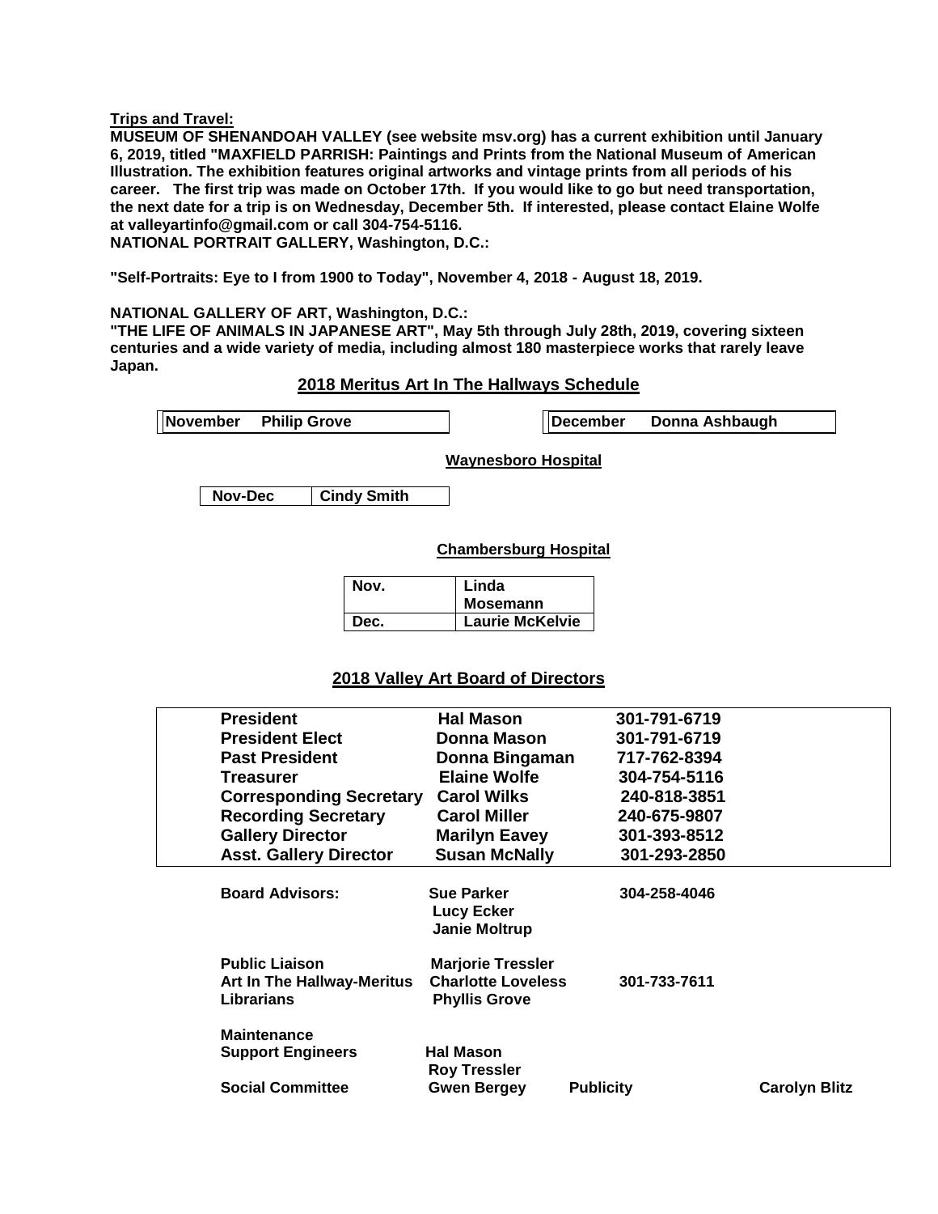**Trips and Travel:**

**MUSEUM OF SHENANDOAH VALLEY (see website msv.org) has a current exhibition until January 6, 2019, titled "MAXFIELD PARRISH: Paintings and Prints from the National Museum of American Illustration. The exhibition features original artworks and vintage prints from all periods of his career. The first trip was made on October 17th. If you would like to go but need transportation, the next date for a trip is on Wednesday, December 5th. If interested, please contact Elaine Wolfe at valleyartinfo@gmail.com or call 304-754-5116.**

**NATIONAL PORTRAIT GALLERY, Washington, D.C.:**

**"Self-Portraits: Eye to I from 1900 to Today", November 4, 2018 - August 18, 2019.**

**NATIONAL GALLERY OF ART, Washington, D.C.:**

**"THE LIFE OF ANIMALS IN JAPANESE ART", May 5th through July 28th, 2019, covering sixteen centuries and a wide variety of media, including almost 180 masterpiece works that rarely leave Japan.**

## 2018 Meritus Art In The Hallways Schedule

| | |
|---|---|
| **November** | **Philip Grove** |
| **December** | **Donna Ashbaugh** |

### Waynesboro Hospital

| | |
|---|---|
| **Nov-Dec** | **Cindy Smith** |

### Chambersburg Hospital

| | |
|---|---|
| **Nov.** | **Linda Mosemann** |
| **Dec.** | **Laurie McKelvie** |

## 2018 Valley Art Board of Directors

| | | |
|---|---|---|
| **President** | **Hal Mason** | **301-791-6719** |
| **President Elect** | **Donna Mason** | **301-791-6719** |
| **Past President** | **Donna Bingaman** | **717-762-8394** |
| **Treasurer** | **Elaine Wolfe** | **304-754-5116** |
| **Corresponding Secretary** | **Carol Wilks** | **240-818-3851** |
| **Recording Secretary** | **Carol Miller** | **240-675-9807** |
| **Gallery Director** | **Marilyn Eavey** | **301-393-8512** |
| **Asst. Gallery Director** | **Susan McNally** | **301-293-2850** |

**Board Advisors:** **Sue Parker** **304-258-4046**
**Lucy Ecker**
**Janie Moltrup**

**Public Liaison** **Marjorie Tressler**
**Art In The Hallway-Meritus** **Charlotte Loveless** **301-733-7611**
**Librarians** **Phyllis Grove**

**Maintenance**
**Support Engineers** **Hal Mason**
**Roy Tressler**

**Social Committee** **Gwen Bergey** **Publicity** **Carolyn Blitz**